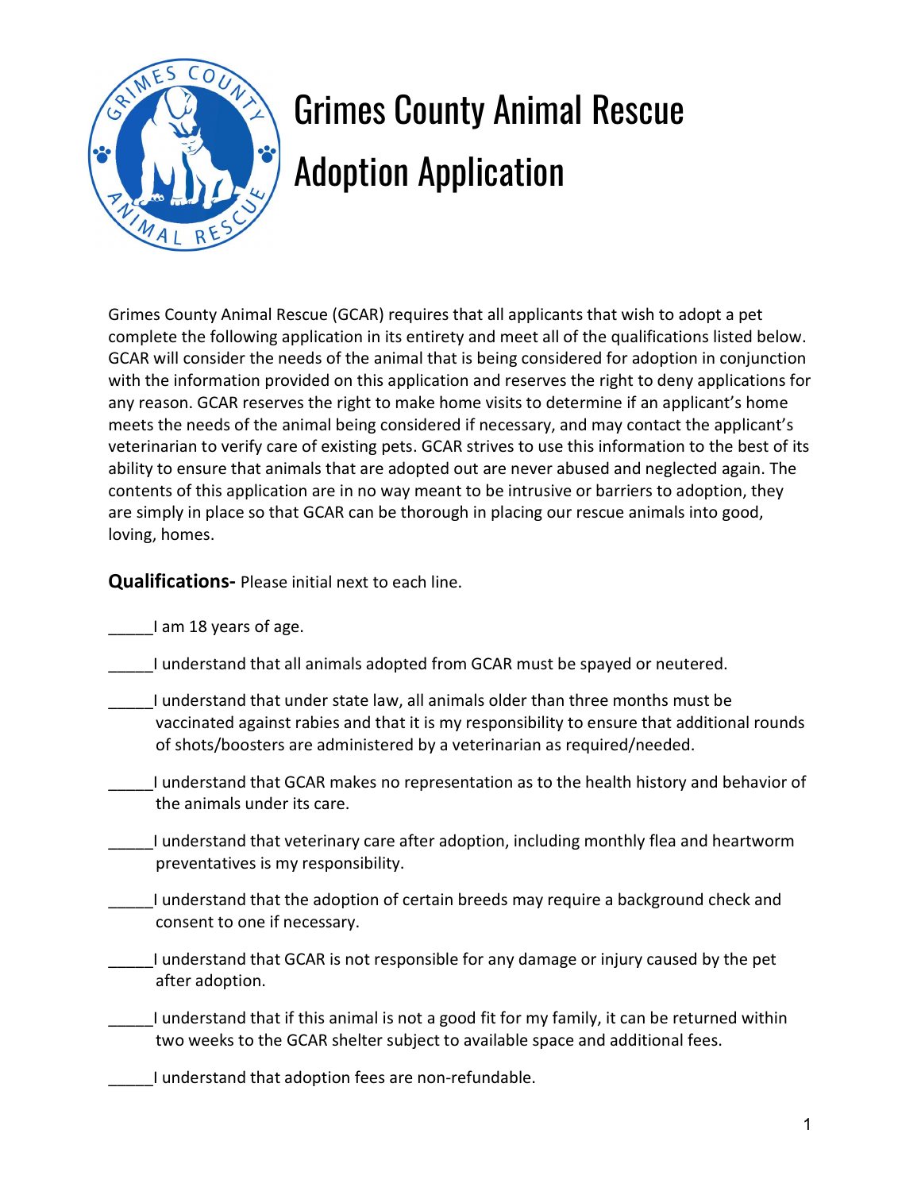# Grimes County Animal Rescue Adoption Application

Grimes County Animal Rescue (GCAR) requires that all applicants that wish to adopt a pet complete the following application in its entirety and meet all of the qualifications listed below. GCAR will consider the needs of the animal that is being considered for adoption in conjunction with the information provided on this application and reserves the right to deny applications for any reason. GCAR reserves the right to make home visits to determine if an applicant's home meets the needs of the animal being considered if necessary, and may contact the applicant's veterinarian to verify care of existing pets. GCAR strives to use this information to the best of its ability to ensure that animals that are adopted out are never abused and neglected again. The contents of this application are in no way meant to be intrusive or barriers to adoption, they are simply in place so that GCAR can be thorough in placing our rescue animals into good, loving, homes.

**Qualifications-** Please initial next to each line.

_____I am 18 years of age.

_____I understand that all animals adopted from GCAR must be spayed or neutered.

_____I understand that under state law, all animals older than three months must be vaccinated against rabies and that it is my responsibility to ensure that additional rounds of shots/boosters are administered by a veterinarian as required/needed.

_____I understand that GCAR makes no representation as to the health history and behavior of the animals under its care.

_____I understand that veterinary care after adoption, including monthly flea and heartworm preventatives is my responsibility.

_____I understand that the adoption of certain breeds may require a background check and consent to one if necessary.

_____I understand that GCAR is not responsible for any damage or injury caused by the pet after adoption.

_____I understand that if this animal is not a good fit for my family, it can be returned within two weeks to the GCAR shelter subject to available space and additional fees.

_____I understand that adoption fees are non-refundable.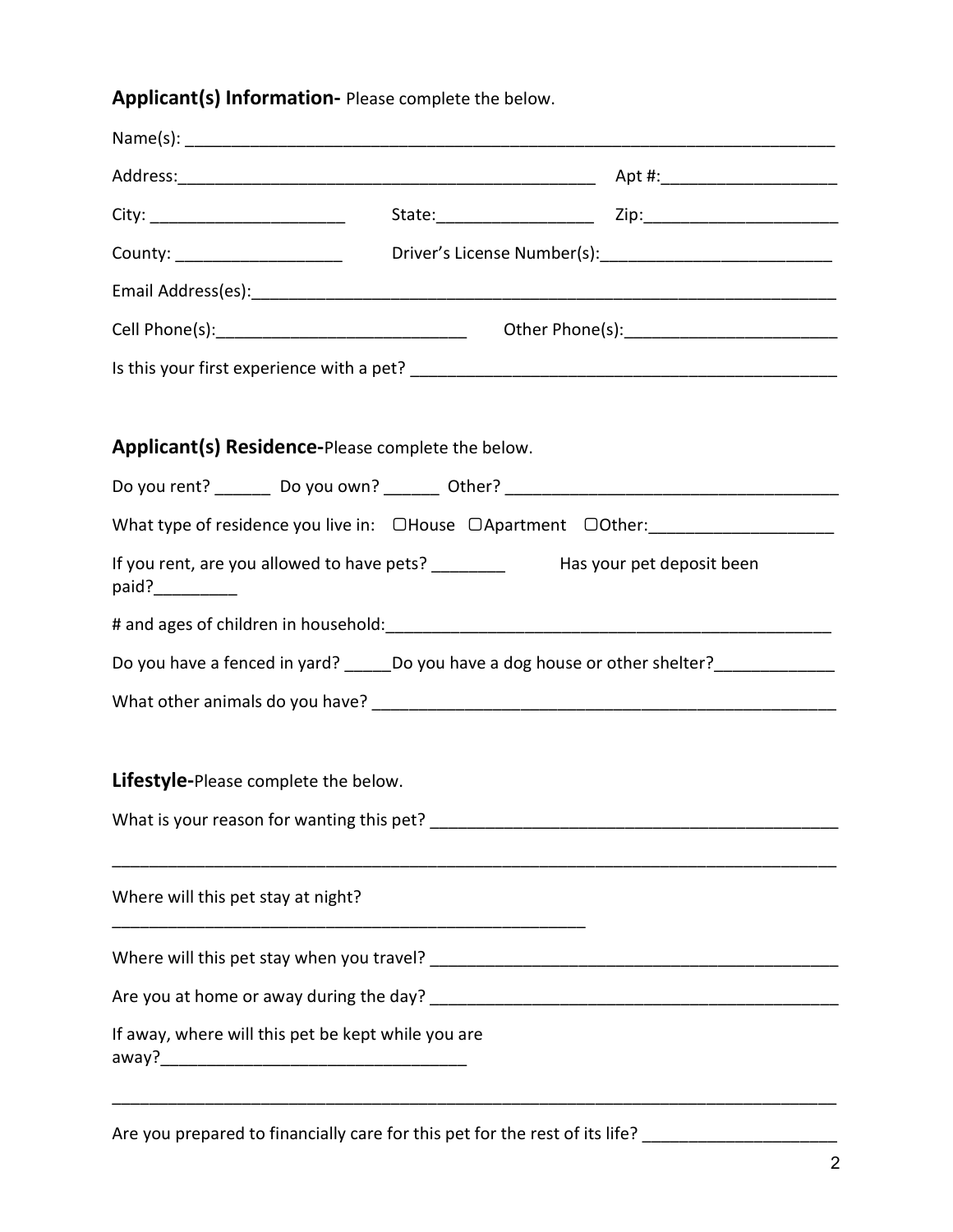**Applicant(s) Information-** Please complete the below.

Name(s): ___________________________________________________________________________

Address:________________________________________________ Apt #:___________________

City: _____________________ State:_________________ Zip:_____________________

County: ___________________ Driver's License Number(s):_________________________

Email Address(es):____________________________________________________________________

Cell Phone(s):___________________________ Other Phone(s):_______________________

Is this your first experience with a pet? ______________________________________________

**Applicant(s) Residence-**Please complete the below.

Do you rent? ______ Do you own? ______ Other? ____________________________________

What type of residence you live in: ▢House ▢Apartment ▢Other:____________________

If you rent, are you allowed to have pets? ________ Has your pet deposit been paid?_________

# and ages of children in household:_________________________________________________

Do you have a fenced in yard? _____Do you have a dog house or other shelter?____________

What other animals do you have? ____________________________________________________

**Lifestyle-**Please complete the below.

What is your reason for wanting this pet? ____________________________________________

_____________________________________________________________________________________

Where will this pet stay at night?

____________________________________________________

Where will this pet stay when you travel? ____________________________________________

Are you at home or away during the day? _____________________________________________

If away, where will this pet be kept while you are away?_________________________________

_____________________________________________________________________________________

Are you prepared to financially care for this pet for the rest of its life? _____________________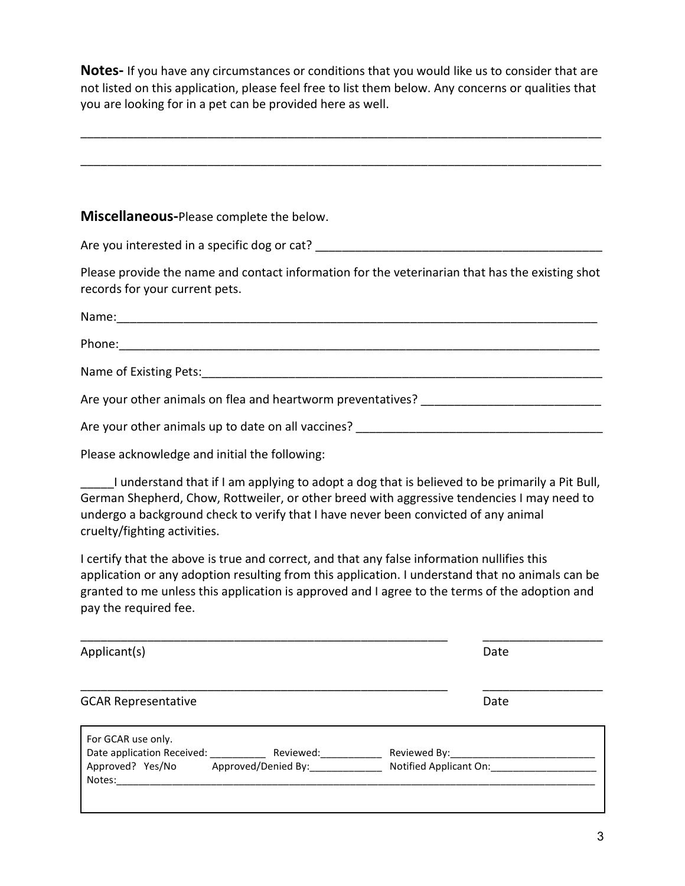**Notes-** If you have any circumstances or conditions that you would like us to consider that are not listed on this application, please feel free to list them below. Any concerns or qualities that you are looking for in a pet can be provided here as well.

\_\_\_\_\_\_\_\_\_\_\_\_\_\_\_\_\_\_\_\_\_\_\_\_\_\_\_\_\_\_\_\_\_\_\_\_\_\_\_\_\_\_\_\_\_\_\_\_\_\_\_\_\_\_\_\_\_\_\_\_\_\_\_\_\_\_\_\_\_\_\_\_

\_\_\_\_\_\_\_\_\_\_\_\_\_\_\_\_\_\_\_\_\_\_\_\_\_\_\_\_\_\_\_\_\_\_\_\_\_\_\_\_\_\_\_\_\_\_\_\_\_\_\_\_\_\_\_\_\_\_\_\_\_\_\_\_\_\_\_\_\_\_\_\_

**Miscellaneous-**Please complete the below.

Are you interested in a specific dog or cat? \_\_\_\_\_\_\_\_\_\_\_\_\_\_\_\_\_\_\_\_\_\_\_\_\_\_\_\_\_\_\_\_\_\_\_\_\_\_\_\_

Please provide the name and contact information for the veterinarian that has the existing shot records for your current pets.

Name:\_\_\_\_\_\_\_\_\_\_\_\_\_\_\_\_\_\_\_\_\_\_\_\_\_\_\_\_\_\_\_\_\_\_\_\_\_\_\_\_\_\_\_\_\_\_\_\_\_\_\_\_\_\_\_\_\_\_\_\_\_\_\_\_\_\_\_

Phone:\_\_\_\_\_\_\_\_\_\_\_\_\_\_\_\_\_\_\_\_\_\_\_\_\_\_\_\_\_\_\_\_\_\_\_\_\_\_\_\_\_\_\_\_\_\_\_\_\_\_\_\_\_\_\_\_\_\_\_\_\_\_\_\_\_\_

Name of Existing Pets:\_\_\_\_\_\_\_\_\_\_\_\_\_\_\_\_\_\_\_\_\_\_\_\_\_\_\_\_\_\_\_\_\_\_\_\_\_\_\_\_\_\_\_\_\_\_\_\_\_\_\_\_\_\_

Are your other animals on flea and heartworm preventatives? \_\_\_\_\_\_\_\_\_\_\_\_\_\_\_\_\_\_\_\_\_\_\_\_

Are your other animals up to date on all vaccines? \_\_\_\_\_\_\_\_\_\_\_\_\_\_\_\_\_\_\_\_\_\_\_\_\_\_\_\_\_\_\_\_\_\_

Please acknowledge and initial the following:

\_\_\_\_\_I understand that if I am applying to adopt a dog that is believed to be primarily a Pit Bull, German Shepherd, Chow, Rottweiler, or other breed with aggressive tendencies I may need to undergo a background check to verify that I have never been convicted of any animal cruelty/fighting activities.

I certify that the above is true and correct, and that any false information nullifies this application or any adoption resulting from this application. I understand that no animals can be granted to me unless this application is approved and I agree to the terms of the adoption and pay the required fee.

\_\_\_\_\_\_\_\_\_\_\_\_\_\_\_\_\_\_\_\_\_\_\_\_\_\_\_\_\_\_\_\_\_\_\_\_\_\_\_\_\_\_\_\_\_\_\_\_\_\_\_\_ \_\_\_\_\_\_\_\_\_\_\_\_\_\_\_\_\_\_

Applicant(s) Date

\_\_\_\_\_\_\_\_\_\_\_\_\_\_\_\_\_\_\_\_\_\_\_\_\_\_\_\_\_\_\_\_\_\_\_\_\_\_\_\_\_\_\_\_\_\_\_\_\_\_\_\_ \_\_\_\_\_\_\_\_\_\_\_\_\_\_\_\_\_\_

GCAR Representative Date

For GCAR use only.
Date application Received: \_\_\_\_\_\_\_\_\_\_ Reviewed:\_\_\_\_\_\_\_\_\_\_\_ Reviewed By:\_\_\_\_\_\_\_\_\_\_\_\_\_\_\_\_\_\_\_\_\_\_\_\_\_\_
Approved? Yes/No Approved/Denied By:\_\_\_\_\_\_\_\_\_\_\_\_\_ Notified Applicant On:\_\_\_\_\_\_\_\_\_\_\_\_\_\_\_\_\_\_\_
Notes:\_\_\_\_\_\_\_\_\_\_\_\_\_\_\_\_\_\_\_\_\_\_\_\_\_\_\_\_\_\_\_\_\_\_\_\_\_\_\_\_\_\_\_\_\_\_\_\_\_\_\_\_\_\_\_\_\_\_\_\_\_\_\_\_\_\_\_\_\_\_\_\_\_\_\_\_\_\_